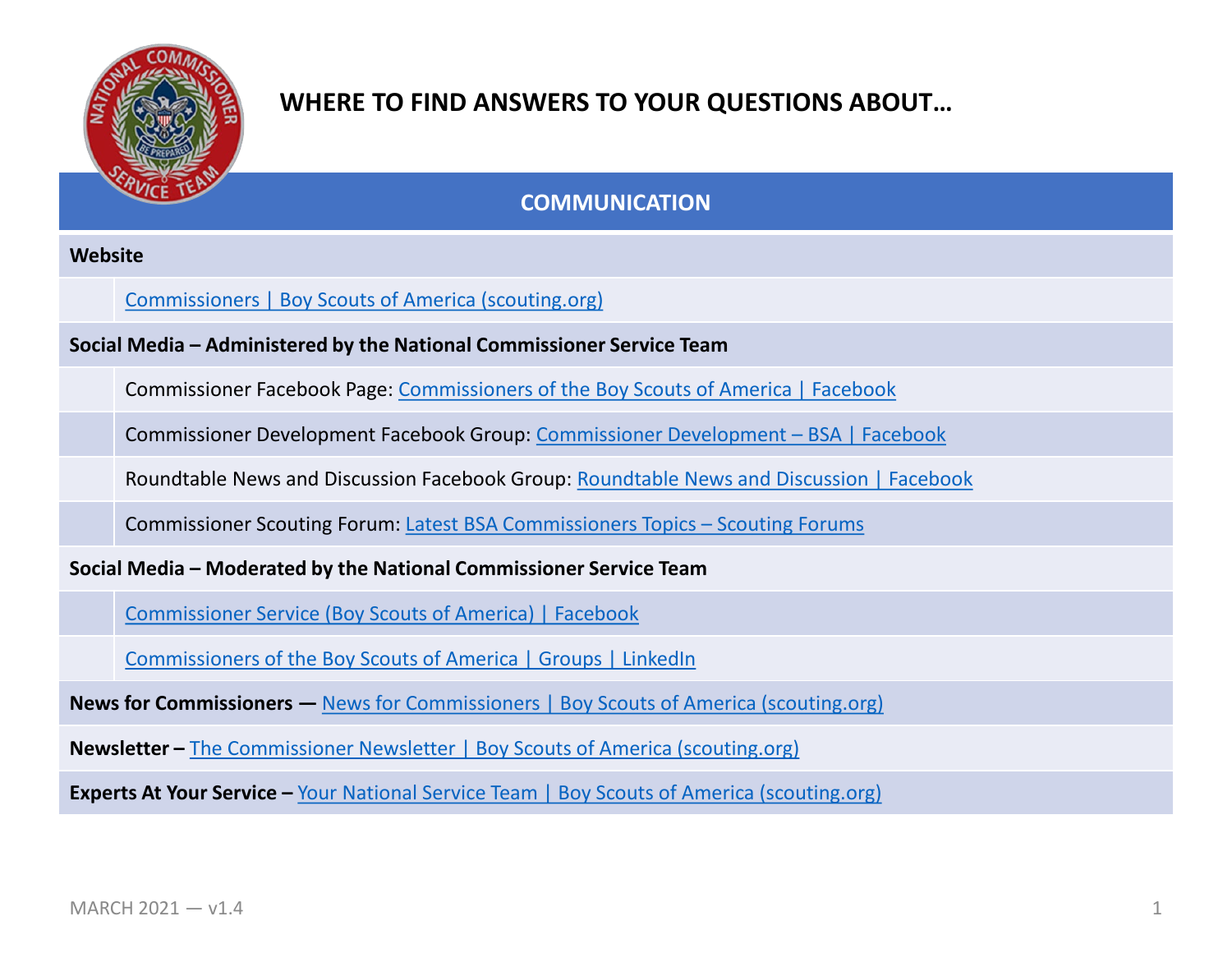# WHERE TO FIND ANSWERS TO YOUR QUESTIONS ABOUT…

## COMMUNICATION

**Website**

- Commissioners | Boy Scouts of America (scouting.org)

**Social Media – Administered by the National Commissioner Service Team**

- Commissioner Facebook Page: Commissioners of the Boy Scouts of America | Facebook
- Commissioner Development Facebook Group: Commissioner Development – BSA | Facebook
- Roundtable News and Discussion Facebook Group: Roundtable News and Discussion | Facebook
- Commissioner Scouting Forum: Latest BSA Commissioners Topics – Scouting Forums

**Social Media – Moderated by the National Commissioner Service Team**

- Commissioner Service (Boy Scouts of America) | Facebook
- Commissioners of the Boy Scouts of America | Groups | LinkedIn

**News for Commissioners —** News for Commissioners | Boy Scouts of America (scouting.org)

**Newsletter –** The Commissioner Newsletter | Boy Scouts of America (scouting.org)

**Experts At Your Service –** Your National Service Team | Boy Scouts of America (scouting.org)

MARCH 2021 — v1.4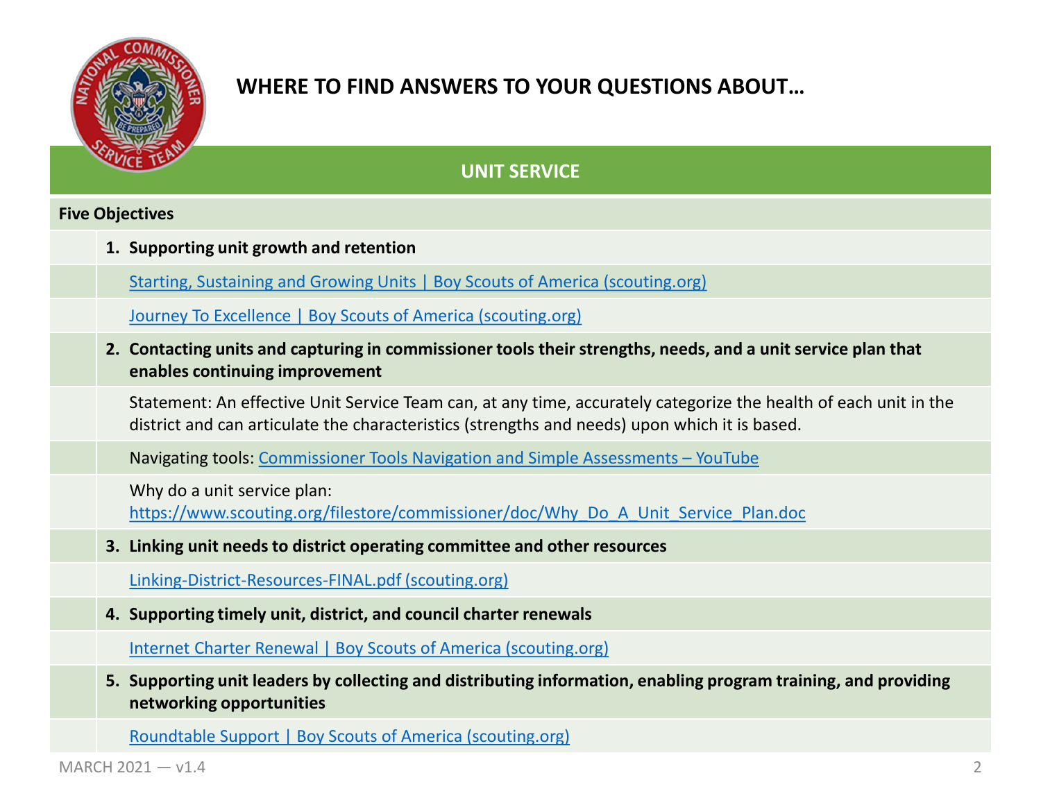# WHERE TO FIND ANSWERS TO YOUR QUESTIONS ABOUT…

## UNIT SERVICE

**Five Objectives**

1. **Supporting unit growth and retention**

   Starting, Sustaining and Growing Units | Boy Scouts of America (scouting.org)

   Journey To Excellence | Boy Scouts of America (scouting.org)

2. **Contacting units and capturing in commissioner tools their strengths, needs, and a unit service plan that enables continuing improvement**

   Statement: An effective Unit Service Team can, at any time, accurately categorize the health of each unit in the district and can articulate the characteristics (strengths and needs) upon which it is based.

   Navigating tools: Commissioner Tools Navigation and Simple Assessments – YouTube

   Why do a unit service plan:
   https://www.scouting.org/filestore/commissioner/doc/Why_Do_A_Unit_Service_Plan.doc

3. **Linking unit needs to district operating committee and other resources**

   Linking-District-Resources-FINAL.pdf (scouting.org)

4. **Supporting timely unit, district, and council charter renewals**

   Internet Charter Renewal | Boy Scouts of America (scouting.org)

5. **Supporting unit leaders by collecting and distributing information, enabling program training, and providing networking opportunities**

   Roundtable Support | Boy Scouts of America (scouting.org)

MARCH 2021 — v1.4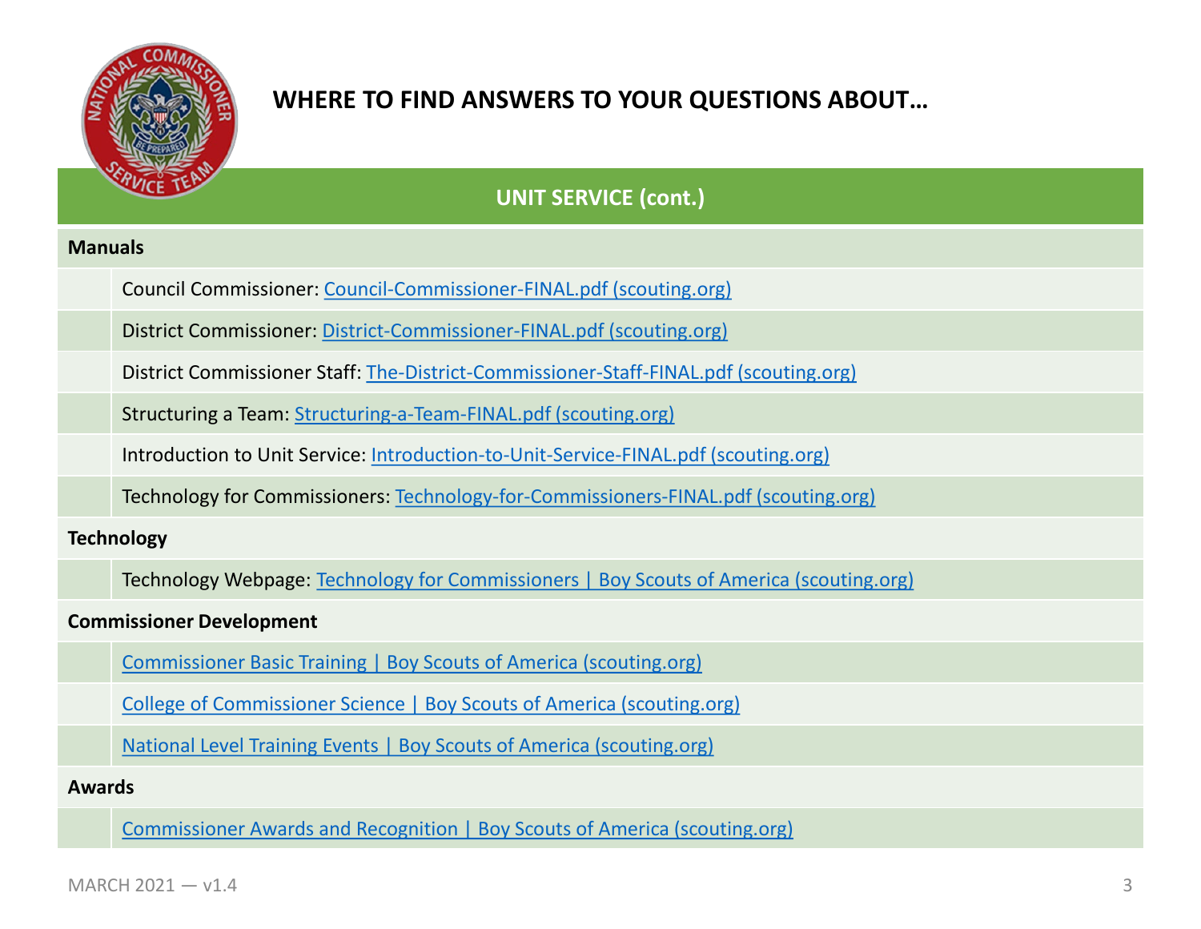# WHERE TO FIND ANSWERS TO YOUR QUESTIONS ABOUT…

## UNIT SERVICE (cont.)

### Manuals

- Council Commissioner: Council-Commissioner-FINAL.pdf (scouting.org)
- District Commissioner: District-Commissioner-FINAL.pdf (scouting.org)
- District Commissioner Staff: The-District-Commissioner-Staff-FINAL.pdf (scouting.org)
- Structuring a Team: Structuring-a-Team-FINAL.pdf (scouting.org)
- Introduction to Unit Service: Introduction-to-Unit-Service-FINAL.pdf (scouting.org)
- Technology for Commissioners: Technology-for-Commissioners-FINAL.pdf (scouting.org)

### Technology

- Technology Webpage: Technology for Commissioners | Boy Scouts of America (scouting.org)

### Commissioner Development

- Commissioner Basic Training | Boy Scouts of America (scouting.org)
- College of Commissioner Science | Boy Scouts of America (scouting.org)
- National Level Training Events | Boy Scouts of America (scouting.org)

### Awards

- Commissioner Awards and Recognition | Boy Scouts of America (scouting.org)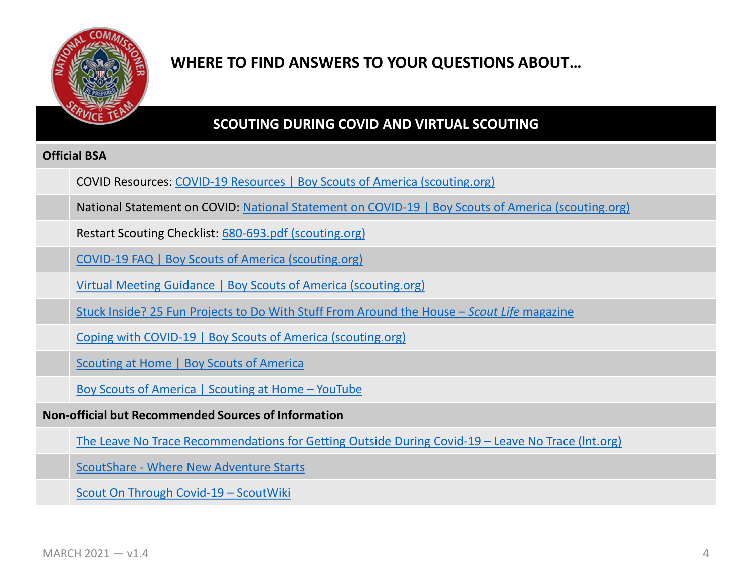## WHERE TO FIND ANSWERS TO YOUR QUESTIONS ABOUT…

### SCOUTING DURING COVID AND VIRTUAL SCOUTING

**Official BSA**

- COVID Resources: COVID-19 Resources | Boy Scouts of America (scouting.org)
- National Statement on COVID: National Statement on COVID-19 | Boy Scouts of America (scouting.org)
- Restart Scouting Checklist: 680-693.pdf (scouting.org)
- COVID-19 FAQ | Boy Scouts of America (scouting.org)
- Virtual Meeting Guidance | Boy Scouts of America (scouting.org)
- Stuck Inside? 25 Fun Projects to Do With Stuff From Around the House – *Scout Life* magazine
- Coping with COVID-19 | Boy Scouts of America (scouting.org)
- Scouting at Home | Boy Scouts of America
- Boy Scouts of America | Scouting at Home – YouTube

**Non-official but Recommended Sources of Information**

- The Leave No Trace Recommendations for Getting Outside During Covid-19 – Leave No Trace (lnt.org)
- ScoutShare - Where New Adventure Starts
- Scout On Through Covid-19 – ScoutWiki

MARCH 2021 — v1.4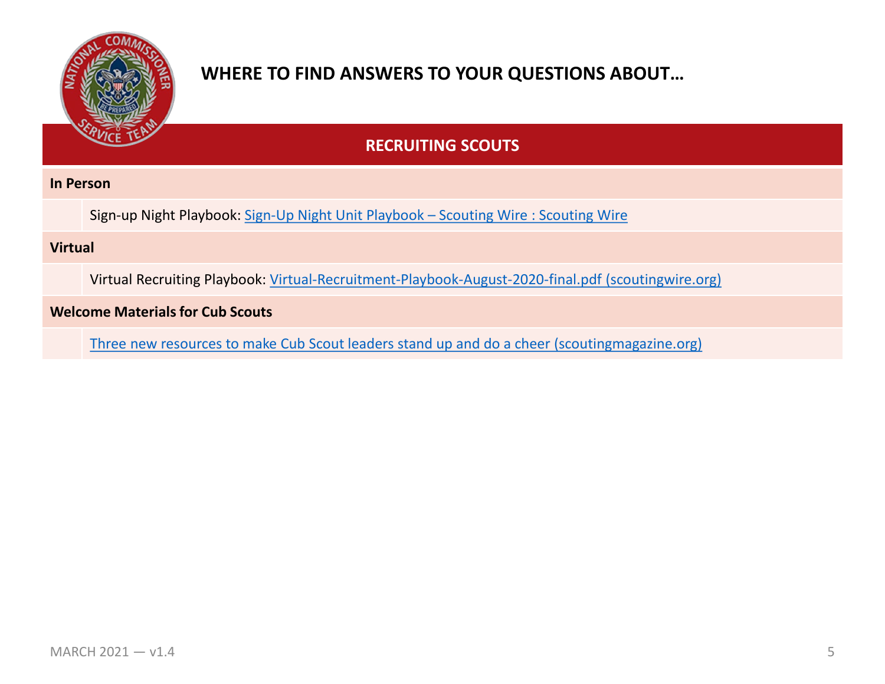## WHERE TO FIND ANSWERS TO YOUR QUESTIONS ABOUT…

### RECRUITING SCOUTS

**In Person**

Sign-up Night Playbook: Sign-Up Night Unit Playbook – Scouting Wire : Scouting Wire

**Virtual**

Virtual Recruiting Playbook: Virtual-Recruitment-Playbook-August-2020-final.pdf (scoutingwire.org)

**Welcome Materials for Cub Scouts**

Three new resources to make Cub Scout leaders stand up and do a cheer (scoutingmagazine.org)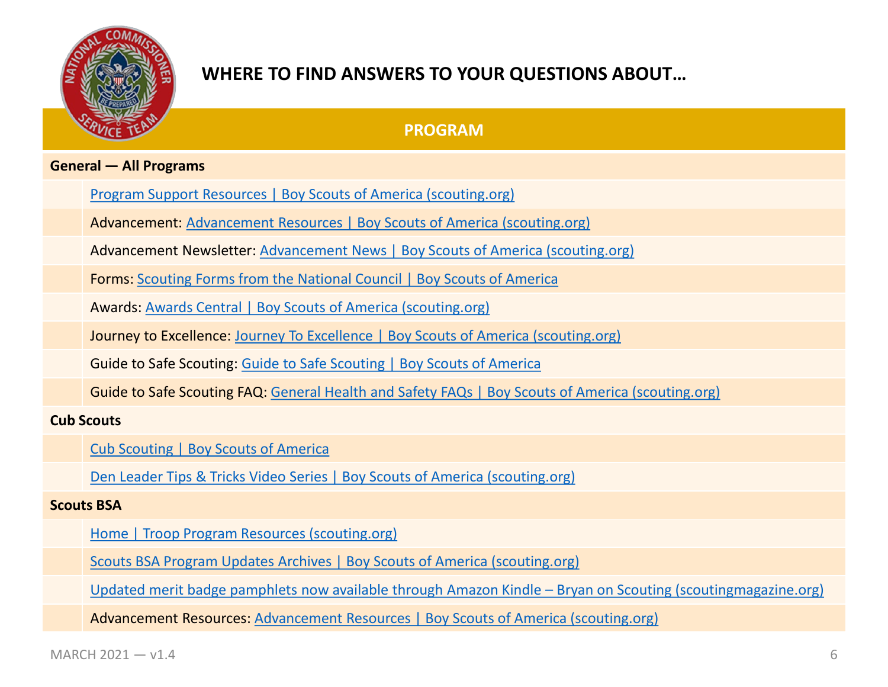# WHERE TO FIND ANSWERS TO YOUR QUESTIONS ABOUT…

## PROGRAM

**General — All Programs**

- Program Support Resources | Boy Scouts of America (scouting.org)
- Advancement: Advancement Resources | Boy Scouts of America (scouting.org)
- Advancement Newsletter: Advancement News | Boy Scouts of America (scouting.org)
- Forms: Scouting Forms from the National Council | Boy Scouts of America
- Awards: Awards Central | Boy Scouts of America (scouting.org)
- Journey to Excellence: Journey To Excellence | Boy Scouts of America (scouting.org)
- Guide to Safe Scouting: Guide to Safe Scouting | Boy Scouts of America
- Guide to Safe Scouting FAQ: General Health and Safety FAQs | Boy Scouts of America (scouting.org)

**Cub Scouts**

- Cub Scouting | Boy Scouts of America
- Den Leader Tips & Tricks Video Series | Boy Scouts of America (scouting.org)

**Scouts BSA**

- Home | Troop Program Resources (scouting.org)
- Scouts BSA Program Updates Archives | Boy Scouts of America (scouting.org)
- Updated merit badge pamphlets now available through Amazon Kindle – Bryan on Scouting (scoutingmagazine.org)
- Advancement Resources: Advancement Resources | Boy Scouts of America (scouting.org)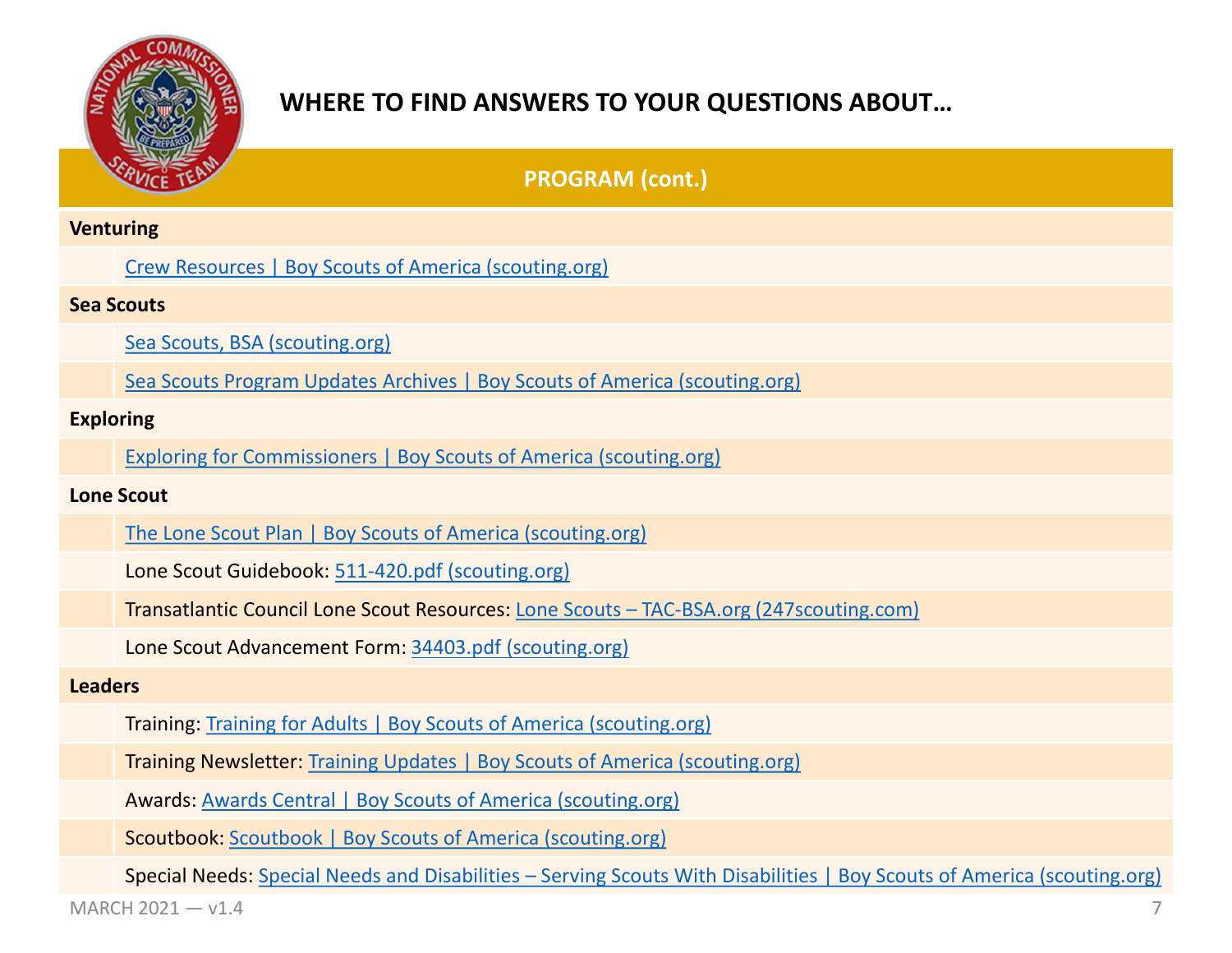# WHERE TO FIND ANSWERS TO YOUR QUESTIONS ABOUT…

## PROGRAM (cont.)

**Venturing**

- Crew Resources | Boy Scouts of America (scouting.org)

**Sea Scouts**

- Sea Scouts, BSA (scouting.org)
- Sea Scouts Program Updates Archives | Boy Scouts of America (scouting.org)

**Exploring**

- Exploring for Commissioners | Boy Scouts of America (scouting.org)

**Lone Scout**

- The Lone Scout Plan | Boy Scouts of America (scouting.org)
- Lone Scout Guidebook: 511-420.pdf (scouting.org)
- Transatlantic Council Lone Scout Resources: Lone Scouts – TAC-BSA.org (247scouting.com)
- Lone Scout Advancement Form: 34403.pdf (scouting.org)

**Leaders**

- Training: Training for Adults | Boy Scouts of America (scouting.org)
- Training Newsletter: Training Updates | Boy Scouts of America (scouting.org)
- Awards: Awards Central | Boy Scouts of America (scouting.org)
- Scoutbook: Scoutbook | Boy Scouts of America (scouting.org)
- Special Needs: Special Needs and Disabilities – Serving Scouts With Disabilities | Boy Scouts of America (scouting.org)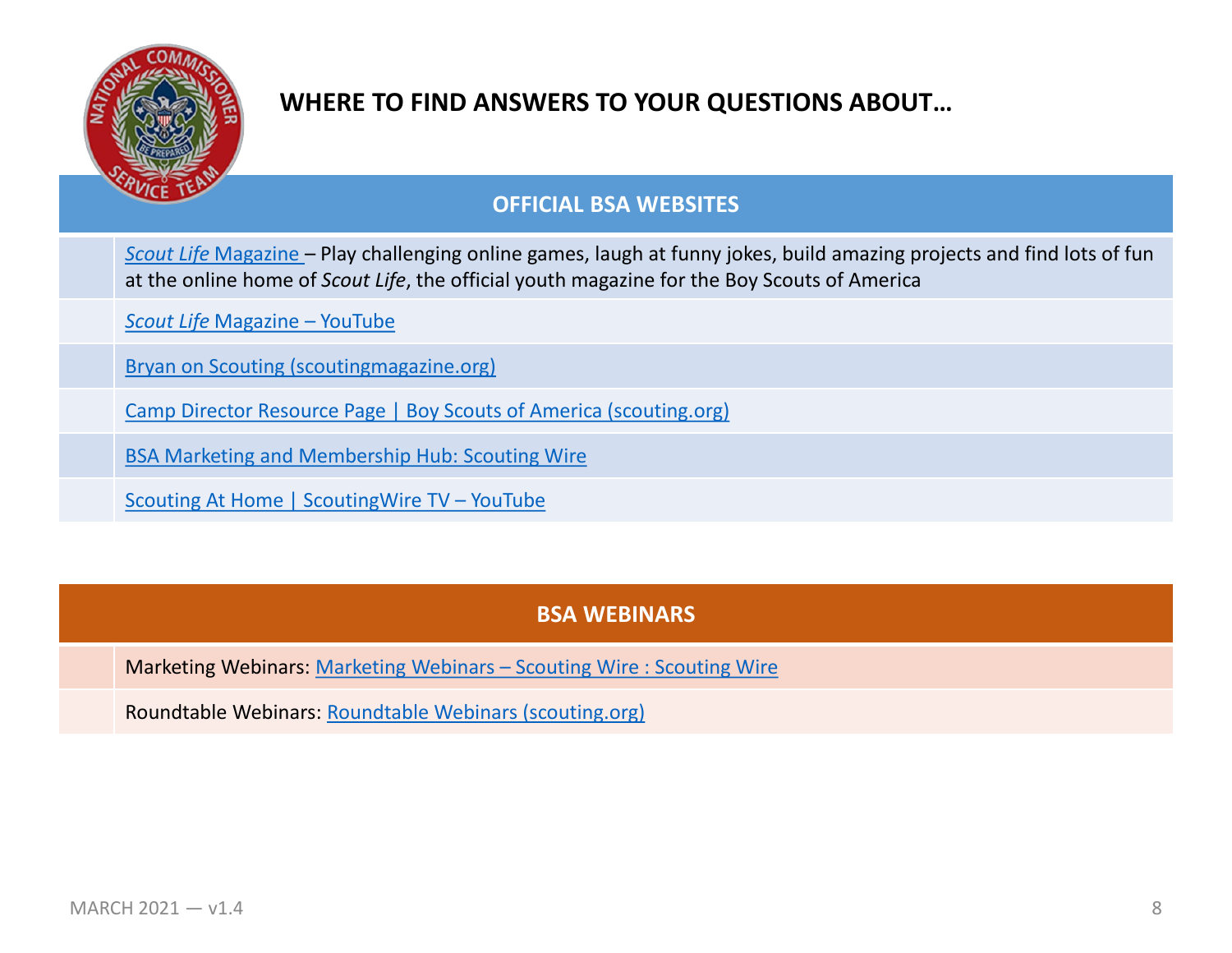## WHERE TO FIND ANSWERS TO YOUR QUESTIONS ABOUT…

| OFFICIAL BSA WEBSITES |
|---|
| *Scout Life* Magazine – Play challenging online games, laugh at funny jokes, build amazing projects and find lots of fun at the online home of *Scout Life*, the official youth magazine for the Boy Scouts of America |
| *Scout Life* Magazine – YouTube |
| Bryan on Scouting (scoutingmagazine.org) |
| Camp Director Resource Page \| Boy Scouts of America (scouting.org) |
| BSA Marketing and Membership Hub: Scouting Wire |
| Scouting At Home \| ScoutingWire TV – YouTube |

| BSA WEBINARS |
|---|
| Marketing Webinars: Marketing Webinars – Scouting Wire : Scouting Wire |
| Roundtable Webinars: Roundtable Webinars (scouting.org) |

MARCH 2021 — v1.4